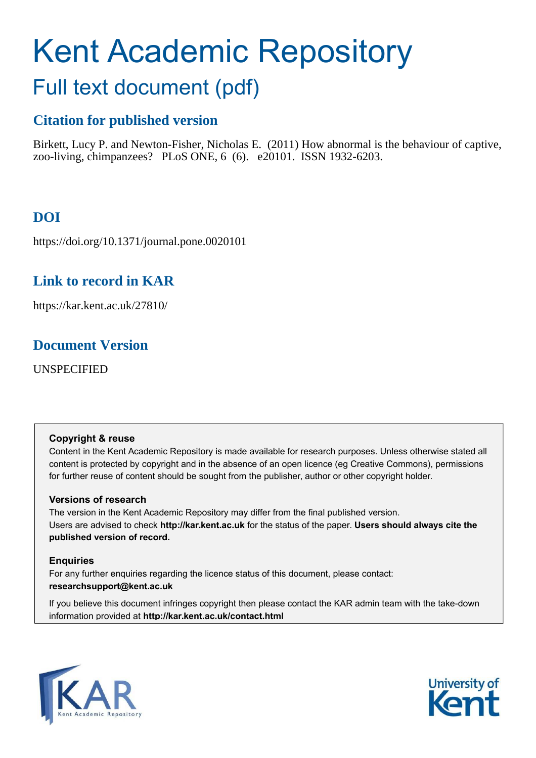# Kent Academic Repository

## Full text document (pdf)

### Citation for published version

Birkett, Lucy P. and Newton-Fisher, Nicholas E. (2011) How abnormal is the behaviour of captive, zoo-living, chimpanzees? PLoS ONE, 6 (6). e20101. ISSN 1932-6203.

### DOI

https://doi.org/10.1371/journal.pone.0020101

### Link to record in KAR

https://kar.kent.ac.uk/27810/

### Document Version

UNSPECIFIED

**Copyright & reuse**

Content in the Kent Academic Repository is made available for research purposes. Unless otherwise stated all content is protected by copyright and in the absence of an open licence (eg Creative Commons), permissions for further reuse of content should be sought from the publisher, author or other copyright holder.

**Versions of research**

The version in the Kent Academic Repository may differ from the final published version.
Users are advised to check **http://kar.kent.ac.uk** for the status of the paper. **Users should always cite the published version of record.**

**Enquiries**

For any further enquiries regarding the licence status of this document, please contact:
**researchsupport@kent.ac.uk**

If you believe this document infringes copyright then please contact the KAR admin team with the take-down information provided at **http://kar.kent.ac.uk/contact.html**

KAR Kent Academic Repository

University of Kent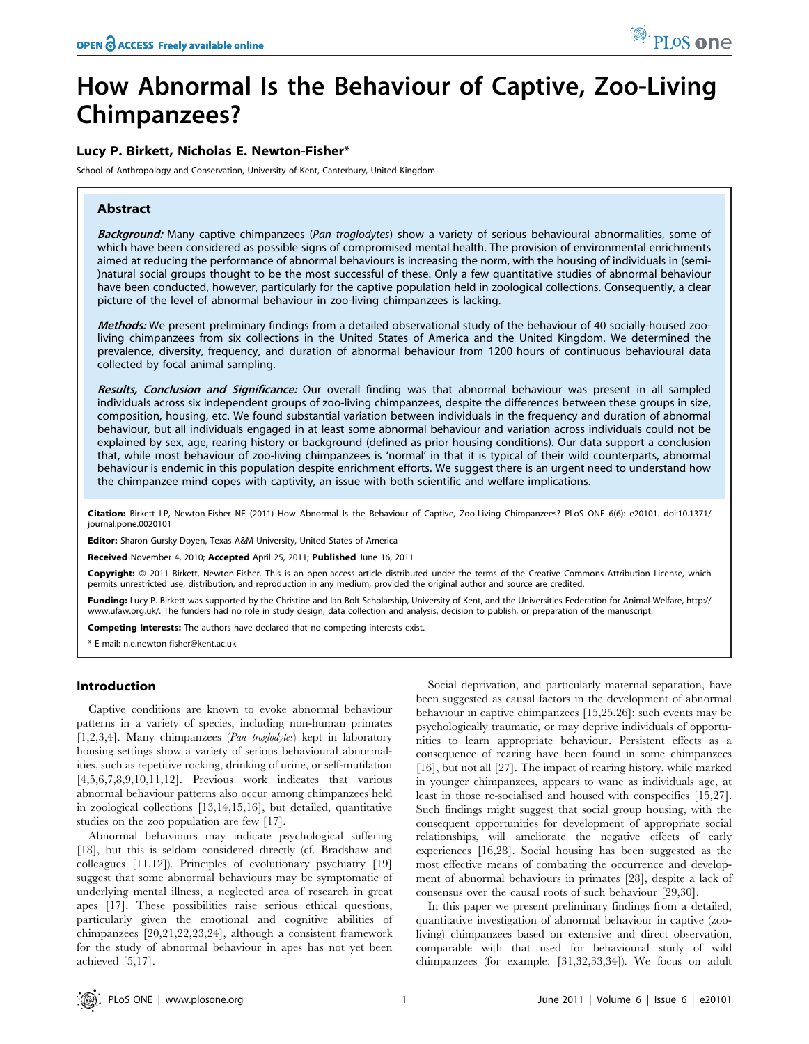# How Abnormal Is the Behaviour of Captive, Zoo-Living Chimpanzees?

**Lucy P. Birkett, Nicholas E. Newton-Fisher***

School of Anthropology and Conservation, University of Kent, Canterbury, United Kingdom

## Abstract

***Background:*** Many captive chimpanzees (*Pan troglodytes*) show a variety of serious behavioural abnormalities, some of which have been considered as possible signs of compromised mental health. The provision of environmental enrichments aimed at reducing the performance of abnormal behaviours is increasing the norm, with the housing of individuals in (semi-)natural social groups thought to be the most successful of these. Only a few quantitative studies of abnormal behaviour have been conducted, however, particularly for the captive population held in zoological collections. Consequently, a clear picture of the level of abnormal behaviour in zoo-living chimpanzees is lacking.

***Methods:*** We present preliminary findings from a detailed observational study of the behaviour of 40 socially-housed zoo-living chimpanzees from six collections in the United States of America and the United Kingdom. We determined the prevalence, diversity, frequency, and duration of abnormal behaviour from 1200 hours of continuous behavioural data collected by focal animal sampling.

***Results, Conclusion and Significance:*** Our overall finding was that abnormal behaviour was present in all sampled individuals across six independent groups of zoo-living chimpanzees, despite the differences between these groups in size, composition, housing, etc. We found substantial variation between individuals in the frequency and duration of abnormal behaviour, but all individuals engaged in at least some abnormal behaviour and variation across individuals could not be explained by sex, age, rearing history or background (defined as prior housing conditions). Our data support a conclusion that, while most behaviour of zoo-living chimpanzees is 'normal' in that it is typical of their wild counterparts, abnormal behaviour is endemic in this population despite enrichment efforts. We suggest there is an urgent need to understand how the chimpanzee mind copes with captivity, an issue with both scientific and welfare implications.

**Citation:** Birkett LP, Newton-Fisher NE (2011) How Abnormal Is the Behaviour of Captive, Zoo-Living Chimpanzees? PLoS ONE 6(6): e20101. doi:10.1371/journal.pone.0020101

**Editor:** Sharon Gursky-Doyen, Texas A&M University, United States of America

**Received** November 4, 2010; **Accepted** April 25, 2011; **Published** June 16, 2011

**Copyright:** © 2011 Birkett, Newton-Fisher. This is an open-access article distributed under the terms of the Creative Commons Attribution License, which permits unrestricted use, distribution, and reproduction in any medium, provided the original author and source are credited.

**Funding:** Lucy P. Birkett was supported by the Christine and Ian Bolt Scholarship, University of Kent, and the Universities Federation for Animal Welfare, http://www.ufaw.org.uk/. The funders had no role in study design, data collection and analysis, decision to publish, or preparation of the manuscript.

**Competing Interests:** The authors have declared that no competing interests exist.

\* E-mail: n.e.newton-fisher@kent.ac.uk

## Introduction

Captive conditions are known to evoke abnormal behaviour patterns in a variety of species, including non-human primates [1,2,3,4]. Many chimpanzees (*Pan troglodytes*) kept in laboratory housing settings show a variety of serious behavioural abnormalities, such as repetitive rocking, drinking of urine, or self-mutilation [4,5,6,7,8,9,10,11,12]. Previous work indicates that various abnormal behaviour patterns also occur among chimpanzees held in zoological collections [13,14,15,16], but detailed, quantitative studies on the zoo population are few [17].

Abnormal behaviours may indicate psychological suffering [18], but this is seldom considered directly (cf. Bradshaw and colleagues [11,12]). Principles of evolutionary psychiatry [19] suggest that some abnormal behaviours may be symptomatic of underlying mental illness, a neglected area of research in great apes [17]. These possibilities raise serious ethical questions, particularly given the emotional and cognitive abilities of chimpanzees [20,21,22,23,24], although a consistent framework for the study of abnormal behaviour in apes has not yet been achieved [5,17].

Social deprivation, and particularly maternal separation, have been suggested as causal factors in the development of abnormal behaviour in captive chimpanzees [15,25,26]: such events may be psychologically traumatic, or may deprive individuals of opportunities to learn appropriate behaviour. Persistent effects as a consequence of rearing have been found in some chimpanzees [16], but not all [27]. The impact of rearing history, while marked in younger chimpanzees, appears to wane as individuals age, at least in those re-socialised and housed with conspecifics [15,27]. Such findings might suggest that social group housing, with the consequent opportunities for development of appropriate social relationships, will ameliorate the negative effects of early experiences [16,28]. Social housing has been suggested as the most effective means of combating the occurrence and development of abnormal behaviours in primates [28], despite a lack of consensus over the causal roots of such behaviour [29,30].

In this paper we present preliminary findings from a detailed, quantitative investigation of abnormal behaviour in captive (zoo-living) chimpanzees based on extensive and direct observation, comparable with that used for behavioural study of wild chimpanzees (for example: [31,32,33,34]). We focus on adult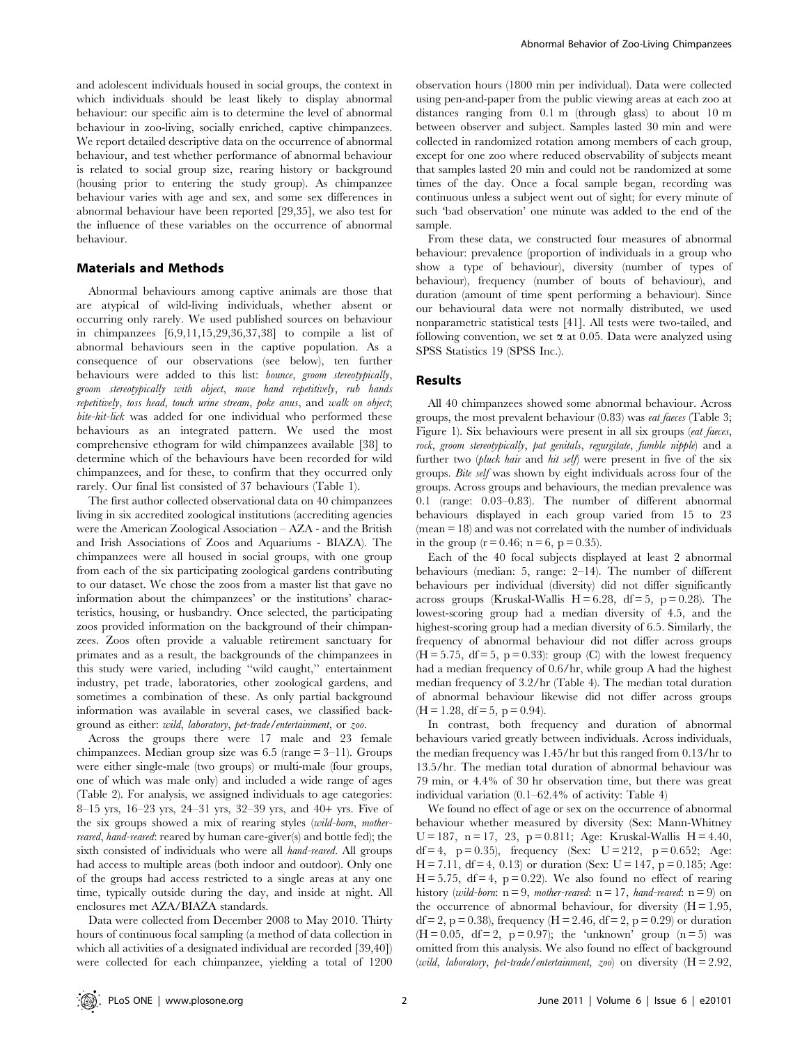and adolescent individuals housed in social groups, the context in which individuals should be least likely to display abnormal behaviour: our specific aim is to determine the level of abnormal behaviour in zoo-living, socially enriched, captive chimpanzees. We report detailed descriptive data on the occurrence of abnormal behaviour, and test whether performance of abnormal behaviour is related to social group size, rearing history or background (housing prior to entering the study group). As chimpanzee behaviour varies with age and sex, and some sex differences in abnormal behaviour have been reported [29,35], we also test for the influence of these variables on the occurrence of abnormal behaviour.

## Materials and Methods

Abnormal behaviours among captive animals are those that are atypical of wild-living individuals, whether absent or occurring only rarely. We used published sources on behaviour in chimpanzees [6,9,11,15,29,36,37,38] to compile a list of abnormal behaviours seen in the captive population. As a consequence of our observations (see below), ten further behaviours were added to this list: *bounce*, *groom stereotypically*, *groom stereotypically with object*, *move hand repetitively*, *rub hands repetitively*, *toss head*, *touch urine stream*, *poke anus*, and *walk on object*; *bite-hit-lick* was added for one individual who performed these behaviours as an integrated pattern. We used the most comprehensive ethogram for wild chimpanzees available [38] to determine which of the behaviours have been recorded for wild chimpanzees, and for these, to confirm that they occurred only rarely. Our final list consisted of 37 behaviours (Table 1).

The first author collected observational data on 40 chimpanzees living in six accredited zoological institutions (accrediting agencies were the American Zoological Association – AZA - and the British and Irish Associations of Zoos and Aquariums - BIAZA). The chimpanzees were all housed in social groups, with one group from each of the six participating zoological gardens contributing to our dataset. We chose the zoos from a master list that gave no information about the chimpanzees' or the institutions' characteristics, housing, or husbandry. Once selected, the participating zoos provided information on the background of their chimpanzees. Zoos often provide a valuable retirement sanctuary for primates and as a result, the backgrounds of the chimpanzees in this study were varied, including "wild caught," entertainment industry, pet trade, laboratories, other zoological gardens, and sometimes a combination of these. As only partial background information was available in several cases, we classified background as either: *wild*, *laboratory*, *pet-trade/entertainment*, or *zoo*.

Across the groups there were 17 male and 23 female chimpanzees. Median group size was 6.5 (range = 3–11). Groups were either single-male (two groups) or multi-male (four groups, one of which was male only) and included a wide range of ages (Table 2). For analysis, we assigned individuals to age categories: 8–15 yrs, 16–23 yrs, 24–31 yrs, 32–39 yrs, and 40+ yrs. Five of the six groups showed a mix of rearing styles (*wild-born*, *mother-reared*, *hand-reared*: reared by human care-giver(s) and bottle fed); the sixth consisted of individuals who were all *hand-reared*. All groups had access to multiple areas (both indoor and outdoor). Only one of the groups had access restricted to a single areas at any one time, typically outside during the day, and inside at night. All enclosures met AZA/BIAZA standards.

Data were collected from December 2008 to May 2010. Thirty hours of continuous focal sampling (a method of data collection in which all activities of a designated individual are recorded [39,40]) were collected for each chimpanzee, yielding a total of 1200 observation hours (1800 min per individual). Data were collected using pen-and-paper from the public viewing areas at each zoo at distances ranging from 0.1 m (through glass) to about 10 m between observer and subject. Samples lasted 30 min and were collected in randomized rotation among members of each group, except for one zoo where reduced observability of subjects meant that samples lasted 20 min and could not be randomized at some times of the day. Once a focal sample began, recording was continuous unless a subject went out of sight; for every minute of such 'bad observation' one minute was added to the end of the sample.

From these data, we constructed four measures of abnormal behaviour: prevalence (proportion of individuals in a group who show a type of behaviour), diversity (number of types of behaviour), frequency (number of bouts of behaviour), and duration (amount of time spent performing a behaviour). Since our behavioural data were not normally distributed, we used nonparametric statistical tests [41]. All tests were two-tailed, and following convention, we set $\alpha$ at 0.05. Data were analyzed using SPSS Statistics 19 (SPSS Inc.).

## Results

All 40 chimpanzees showed some abnormal behaviour. Across groups, the most prevalent behaviour (0.83) was *eat faeces* (Table 3; Figure 1). Six behaviours were present in all six groups (*eat faeces*, *rock*, *groom stereotypically*, *pat genitals*, *regurgitate*, *fumble nipple*) and a further two (*pluck hair* and *hit self*) were present in five of the six groups. *Bite self* was shown by eight individuals across four of the groups. Across groups and behaviours, the median prevalence was 0.1 (range: 0.03–0.83). The number of different abnormal behaviours displayed in each group varied from 15 to 23 (mean = 18) and was not correlated with the number of individuals in the group ($r = 0.46$; $n = 6$, $p = 0.35$).

Each of the 40 focal subjects displayed at least 2 abnormal behaviours (median: 5, range: 2–14). The number of different behaviours per individual (diversity) did not differ significantly across groups (Kruskal-Wallis $H = 6.28$, $df = 5$, $p = 0.28$). The lowest-scoring group had a median diversity of 4.5, and the highest-scoring group had a median diversity of 6.5. Similarly, the frequency of abnormal behaviour did not differ across groups ($H = 5.75$, $df = 5$, $p = 0.33$): group (C) with the lowest frequency had a median frequency of 0.6/hr, while group A had the highest median frequency of 3.2/hr (Table 4). The median total duration of abnormal behaviour likewise did not differ across groups ($H = 1.28$, $df = 5$, $p = 0.94$).

In contrast, both frequency and duration of abnormal behaviours varied greatly between individuals. Across individuals, the median frequency was 1.45/hr but this ranged from 0.13/hr to 13.5/hr. The median total duration of abnormal behaviour was 79 min, or 4.4% of 30 hr observation time, but there was great individual variation (0.1–62.4% of activity: Table 4)

We found no effect of age or sex on the occurrence of abnormal behaviour whether measured by diversity (Sex: Mann-Whitney $U = 187$, $n = 17$, 23, $p = 0.811$; Age: Kruskal-Wallis $H = 4.40$, $df = 4$, $p = 0.35$), frequency (Sex: $U = 212$, $p = 0.652$; Age: $H = 7.11$, $df = 4$, 0.13) or duration (Sex: $U = 147$, $p = 0.185$; Age: $H = 5.75$, $df = 4$, $p = 0.22$). We also found no effect of rearing history (*wild-born*: $n = 9$, *mother-reared*: $n = 17$, *hand-reared*: $n = 9$) on the occurrence of abnormal behaviour, for diversity ($H = 1.95$, $df = 2$, $p = 0.38$), frequency ($H = 2.46$, $df = 2$, $p = 0.29$) or duration ($H = 0.05$, $df = 2$, $p = 0.97$); the 'unknown' group ($n = 5$) was omitted from this analysis. We also found no effect of background (*wild*, *laboratory*, *pet-trade/entertainment*, *zoo*) on diversity ($H = 2.92$,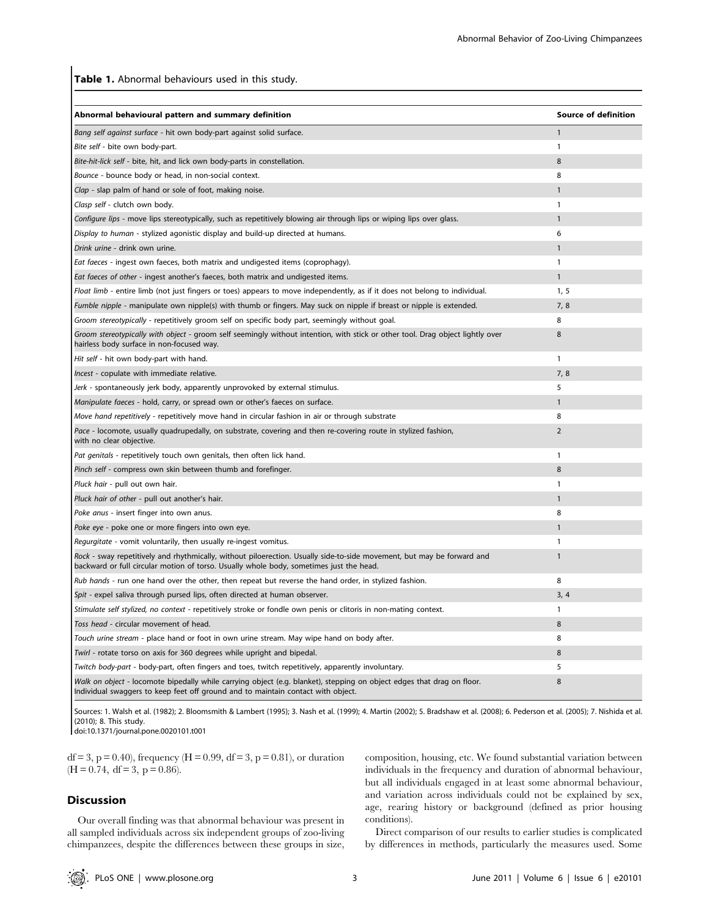**Table 1.** Abnormal behaviours used in this study.

| Abnormal behavioural pattern and summary definition | Source of definition |
|---|---|
| *Bang self against surface* - hit own body-part against solid surface. | 1 |
| *Bite self* - bite own body-part. | 1 |
| *Bite-hit-lick self* - bite, hit, and lick own body-parts in constellation. | 8 |
| *Bounce* - bounce body or head, in non-social context. | 8 |
| *Clap* - slap palm of hand or sole of foot, making noise. | 1 |
| *Clasp self* - clutch own body. | 1 |
| *Configure lips* - move lips stereotypically, such as repetitively blowing air through lips or wiping lips over glass. | 1 |
| *Display to human* - stylized agonistic display and build-up directed at humans. | 6 |
| *Drink urine* - drink own urine. | 1 |
| *Eat faeces* - ingest own faeces, both matrix and undigested items (coprophagy). | 1 |
| *Eat faeces of other* - ingest another's faeces, both matrix and undigested items. | 1 |
| *Float limb* - entire limb (not just fingers or toes) appears to move independently, as if it does not belong to individual. | 1, 5 |
| *Fumble nipple* - manipulate own nipple(s) with thumb or fingers. May suck on nipple if breast or nipple is extended. | 7, 8 |
| *Groom stereotypically* - repetitively groom self on specific body part, seemingly without goal. | 8 |
| *Groom stereotypically with object* - groom self seemingly without intention, with stick or other tool. Drag object lightly over hairless body surface in non-focused way. | 8 |
| *Hit self* - hit own body-part with hand. | 1 |
| *Incest* - copulate with immediate relative. | 7, 8 |
| *Jerk* - spontaneously jerk body, apparently unprovoked by external stimulus. | 5 |
| *Manipulate faeces* - hold, carry, or spread own or other's faeces on surface. | 1 |
| *Move hand repetitively* - repetitively move hand in circular fashion in air or through substrate | 8 |
| *Pace* - locomote, usually quadrupedally, on substrate, covering and then re-covering route in stylized fashion, with no clear objective. | 2 |
| *Pat genitals* - repetitively touch own genitals, then often lick hand. | 1 |
| *Pinch self* - compress own skin between thumb and forefinger. | 8 |
| *Pluck hair* - pull out own hair. | 1 |
| *Pluck hair of other* - pull out another's hair. | 1 |
| *Poke anus* - insert finger into own anus. | 8 |
| *Poke eye* - poke one or more fingers into own eye. | 1 |
| *Regurgitate* - vomit voluntarily, then usually re-ingest vomitus. | 1 |
| *Rock* - sway repetitively and rhythmically, without piloerection. Usually side-to-side movement, but may be forward and backward or full circular motion of torso. Usually whole body, sometimes just the head. | 1 |
| *Rub hands* - run one hand over the other, then repeat but reverse the hand order, in stylized fashion. | 8 |
| *Spit* - expel saliva through pursed lips, often directed at human observer. | 3, 4 |
| *Stimulate self stylized, no context* - repetitively stroke or fondle own penis or clitoris in non-mating context. | 1 |
| *Toss head* - circular movement of head. | 8 |
| *Touch urine stream* - place hand or foot in own urine stream. May wipe hand on body after. | 8 |
| *Twirl* - rotate torso on axis for 360 degrees while upright and bipedal. | 8 |
| *Twitch body-part* - body-part, often fingers and toes, twitch repetitively, apparently involuntary. | 5 |
| *Walk on object* - locomote bipedally while carrying object (e.g. blanket), stepping on object edges that drag on floor. Individual swaggers to keep feet off ground and to maintain contact with object. | 8 |

Sources: 1. Walsh et al. (1982); 2. Bloomsmith & Lambert (1995); 3. Nash et al. (1999); 4. Martin (2002); 5. Bradshaw et al. (2008); 6. Pederson et al. (2005); 7. Nishida et al. (2010); 8. This study.
doi:10.1371/journal.pone.0020101.t001

df = 3, p = 0.40), frequency (H = 0.99, df = 3, p = 0.81), or duration (H = 0.74, df = 3, p = 0.86).

## Discussion

Our overall finding was that abnormal behaviour was present in all sampled individuals across six independent groups of zoo-living chimpanzees, despite the differences between these groups in size, composition, housing, etc. We found substantial variation between individuals in the frequency and duration of abnormal behaviour, but all individuals engaged in at least some abnormal behaviour, and variation across individuals could not be explained by sex, age, rearing history or background (defined as prior housing conditions).

Direct comparison of our results to earlier studies is complicated by differences in methods, particularly the measures used. Some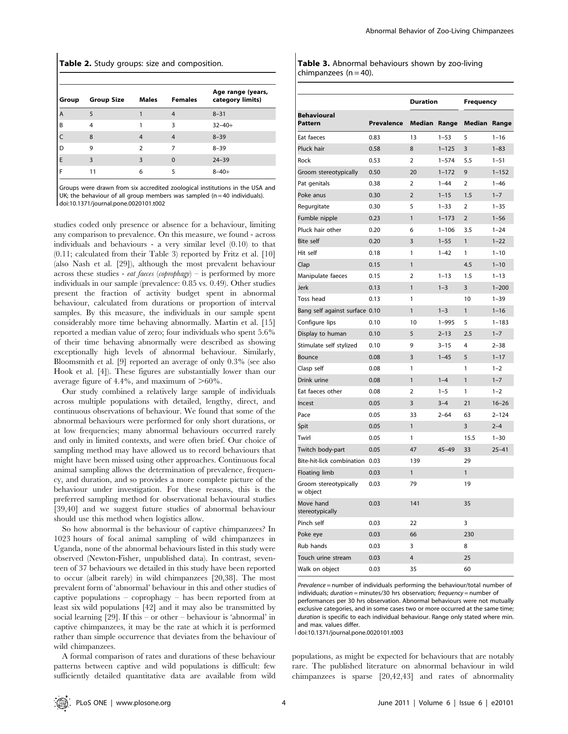**Table 2.** Study groups: size and composition.

| Group | Group Size | Males | Females | Age range (years, category limits) |
|---|---|---|---|---|
| A | 5 | 1 | 4 | 8–31 |
| B | 4 | 1 | 3 | 32–40+ |
| C | 8 | 4 | 4 | 8–39 |
| D | 9 | 2 | 7 | 8–39 |
| E | 3 | 3 | 0 | 24–39 |
| F | 11 | 6 | 5 | 8–40+ |

Groups were drawn from six accredited zoological institutions in the USA and UK; the behaviour of all group members was sampled (n = 40 individuals).
doi:10.1371/journal.pone.0020101.t002

studies coded only presence or absence for a behaviour, limiting any comparison to prevalence. On this measure, we found - across individuals and behaviours - a very similar level (0.10) to that (0.11; calculated from their Table 3) reported by Fritz et al. [10] (also Nash et al. [29]), although the most prevalent behaviour across these studies - *eat faeces* (*coprophagy*) – is performed by more individuals in our sample (prevalence: 0.85 vs. 0.49). Other studies present the fraction of activity budget spent in abnormal behaviour, calculated from durations or proportion of interval samples. By this measure, the individuals in our sample spent considerably more time behaving abnormally. Martin et al. [15] reported a median value of zero; four individuals who spent 5.6% of their time behaving abnormally were described as showing exceptionally high levels of abnormal behaviour. Similarly, Bloomsmith et al. [9] reported an average of only 0.3% (see also Hook et al. [4]). These figures are substantially lower than our average figure of 4.4%, and maximum of >60%.

Our study combined a relatively large sample of individuals across multiple populations with detailed, lengthy, direct, and continuous observations of behaviour. We found that some of the abnormal behaviours were performed for only short durations, or at low frequencies; many abnormal behaviours occurred rarely and only in limited contexts, and were often brief. Our choice of sampling method may have allowed us to record behaviours that might have been missed using other approaches. Continuous focal animal sampling allows the determination of prevalence, frequency, and duration, and so provides a more complete picture of the behaviour under investigation. For these reasons, this is the preferred sampling method for observational behavioural studies [39,40] and we suggest future studies of abnormal behaviour should use this method when logistics allow.

So how abnormal is the behaviour of captive chimpanzees? In 1023 hours of focal animal sampling of wild chimpanzees in Uganda, none of the abnormal behaviours listed in this study were observed (Newton-Fisher, unpublished data). In contrast, seventeen of 37 behaviours we detailed in this study have been reported to occur (albeit rarely) in wild chimpanzees [20,38]. The most prevalent form of 'abnormal' behaviour in this and other studies of captive populations – coprophagy – has been reported from at least six wild populations [42] and it may also be transmitted by social learning [29]. If this – or other – behaviour is 'abnormal' in captive chimpanzees, it may be the rate at which it is performed rather than simple occurrence that deviates from the behaviour of wild chimpanzees.

A formal comparison of rates and durations of these behaviour patterns between captive and wild populations is difficult: few sufficiently detailed quantitative data are available from wild populations, as might be expected for behaviours that are notably rare. The published literature on abnormal behaviour in wild chimpanzees is sparse [20,42,43] and rates of abnormality

**Table 3.** Abnormal behaviours shown by zoo-living chimpanzees (n = 40).

| | | Duration | | Frequency | |
|---|---|---|---|---|---|
| Behavioural Pattern | Prevalence | Median | Range | Median | Range |
| Eat faeces | 0.83 | 13 | 1–53 | 5 | 1–16 |
| Pluck hair | 0.58 | 8 | 1–125 | 3 | 1–83 |
| Rock | 0.53 | 2 | 1–574 | 5.5 | 1–51 |
| Groom stereotypically | 0.50 | 20 | 1–172 | 9 | 1–152 |
| Pat genitals | 0.38 | 2 | 1–44 | 2 | 1–46 |
| Poke anus | 0.30 | 2 | 1–15 | 1.5 | 1–7 |
| Regurgitate | 0.30 | 5 | 1–33 | 2 | 1–35 |
| Fumble nipple | 0.23 | 1 | 1–173 | 2 | 1–56 |
| Pluck hair other | 0.20 | 6 | 1–106 | 3.5 | 1–24 |
| Bite self | 0.20 | 3 | 1–55 | 1 | 1–22 |
| Hit self | 0.18 | 1 | 1–42 | 1 | 1–10 |
| Clap | 0.15 | 1 | | 4.5 | 1–10 |
| Manipulate faeces | 0.15 | 2 | 1–13 | 1.5 | 1–13 |
| Jerk | 0.13 | 1 | 1–3 | 3 | 1–200 |
| Toss head | 0.13 | 1 | | 10 | 1–39 |
| Bang self against surface | 0.10 | 1 | 1–3 | 1 | 1–16 |
| Configure lips | 0.10 | 10 | 1–995 | 5 | 1–183 |
| Display to human | 0.10 | 5 | 2–13 | 2.5 | 1–7 |
| Stimulate self stylized | 0.10 | 9 | 3–15 | 4 | 2–38 |
| Bounce | 0.08 | 3 | 1–45 | 5 | 1–17 |
| Clasp self | 0.08 | 1 | | 1 | 1–2 |
| Drink urine | 0.08 | 1 | 1–4 | 1 | 1–7 |
| Eat faeces other | 0.08 | 2 | 1–5 | 1 | 1–2 |
| Incest | 0.05 | 3 | 3–4 | 21 | 16–26 |
| Pace | 0.05 | 33 | 2–64 | 63 | 2–124 |
| Spit | 0.05 | 1 | | 3 | 2–4 |
| Twirl | 0.05 | 1 | | 15.5 | 1–30 |
| Twitch body-part | 0.05 | 47 | 45–49 | 33 | 25–41 |
| Bite-hit-lick combination | 0.03 | 139 | | 29 | |
| Floating limb | 0.03 | 1 | | 1 | |
| Groom stereotypically w object | 0.03 | 79 | | 19 | |
| Move hand stereotypically | 0.03 | 141 | | 35 | |
| Pinch self | 0.03 | 22 | | 3 | |
| Poke eye | 0.03 | 66 | | 230 | |
| Rub hands | 0.03 | 3 | | 8 | |
| Touch urine stream | 0.03 | 4 | | 25 | |
| Walk on object | 0.03 | 35 | | 60 | |

*Prevalence* = number of individuals performing the behaviour/total number of individuals; *duration* = minutes/30 hrs observation; *frequency* = number of performances per 30 hrs observation. Abnormal behaviours were not mutually exclusive categories, and in some cases two or more occurred at the same time; *duration* is specific to each individual behaviour. Range only stated where min. and max. values differ.
doi:10.1371/journal.pone.0020101.t003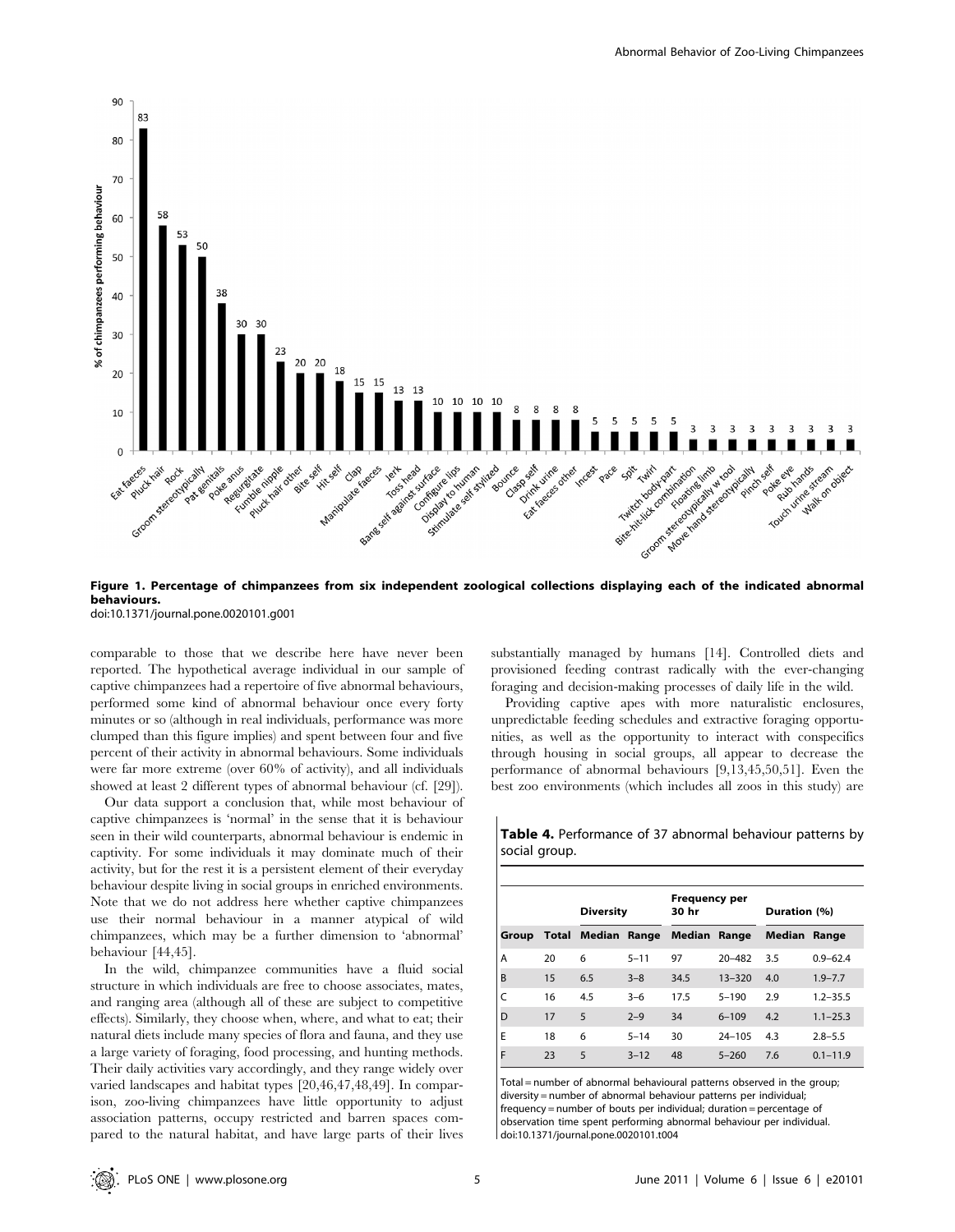**Figure 1. Percentage of chimpanzees from six independent zoological collections displaying each of the indicated abnormal behaviours.**
doi:10.1371/journal.pone.0020101.g001

comparable to those that we describe here have never been reported. The hypothetical average individual in our sample of captive chimpanzees had a repertoire of five abnormal behaviours, performed some kind of abnormal behaviour once every forty minutes or so (although in real individuals, performance was more clumped than this figure implies) and spent between four and five percent of their activity in abnormal behaviours. Some individuals were far more extreme (over 60% of activity), and all individuals showed at least 2 different types of abnormal behaviour (cf. [29]).

Our data support a conclusion that, while most behaviour of captive chimpanzees is 'normal' in the sense that it is behaviour seen in their wild counterparts, abnormal behaviour is endemic in captivity. For some individuals it may dominate much of their activity, but for the rest it is a persistent element of their everyday behaviour despite living in social groups in enriched environments. Note that we do not address here whether captive chimpanzees use their normal behaviour in a manner atypical of wild chimpanzees, which may be a further dimension to 'abnormal' behaviour [44,45].

In the wild, chimpanzee communities have a fluid social structure in which individuals are free to choose associates, mates, and ranging area (although all of these are subject to competitive effects). Similarly, they choose when, where, and what to eat; their natural diets include many species of flora and fauna, and they use a large variety of foraging, food processing, and hunting methods. Their daily activities vary accordingly, and they range widely over varied landscapes and habitat types [20,46,47,48,49]. In comparison, zoo-living chimpanzees have little opportunity to adjust association patterns, occupy restricted and barren spaces compared to the natural habitat, and have large parts of their lives substantially managed by humans [14]. Controlled diets and provisioned feeding contrast radically with the ever-changing foraging and decision-making processes of daily life in the wild.

Providing captive apes with more naturalistic enclosures, unpredictable feeding schedules and extractive foraging opportunities, as well as the opportunity to interact with conspecifics through housing in social groups, all appear to decrease the performance of abnormal behaviours [9,13,45,50,51]. Even the best zoo environments (which includes all zoos in this study) are

**Table 4.** Performance of 37 abnormal behaviour patterns by social group.

| | | Diversity | | Frequency per 30 hr | | Duration (%) | |
|---|---|---|---|---|---|---|---|
| Group | Total | Median | Range | Median | Range | Median | Range |
| A | 20 | 6 | 5–11 | 97 | 20–482 | 3.5 | 0.9–62.4 |
| B | 15 | 6.5 | 3–8 | 34.5 | 13–320 | 4.0 | 1.9–7.7 |
| C | 16 | 4.5 | 3–6 | 17.5 | 5–190 | 2.9 | 1.2–35.5 |
| D | 17 | 5 | 2–9 | 34 | 6–109 | 4.2 | 1.1–25.3 |
| E | 18 | 6 | 5–14 | 30 | 24–105 | 4.3 | 2.8–5.5 |
| F | 23 | 5 | 3–12 | 48 | 5–260 | 7.6 | 0.1–11.9 |

Total = number of abnormal behavioural patterns observed in the group; diversity = number of abnormal behaviour patterns per individual; frequency = number of bouts per individual; duration = percentage of observation time spent performing abnormal behaviour per individual.
doi:10.1371/journal.pone.0020101.t004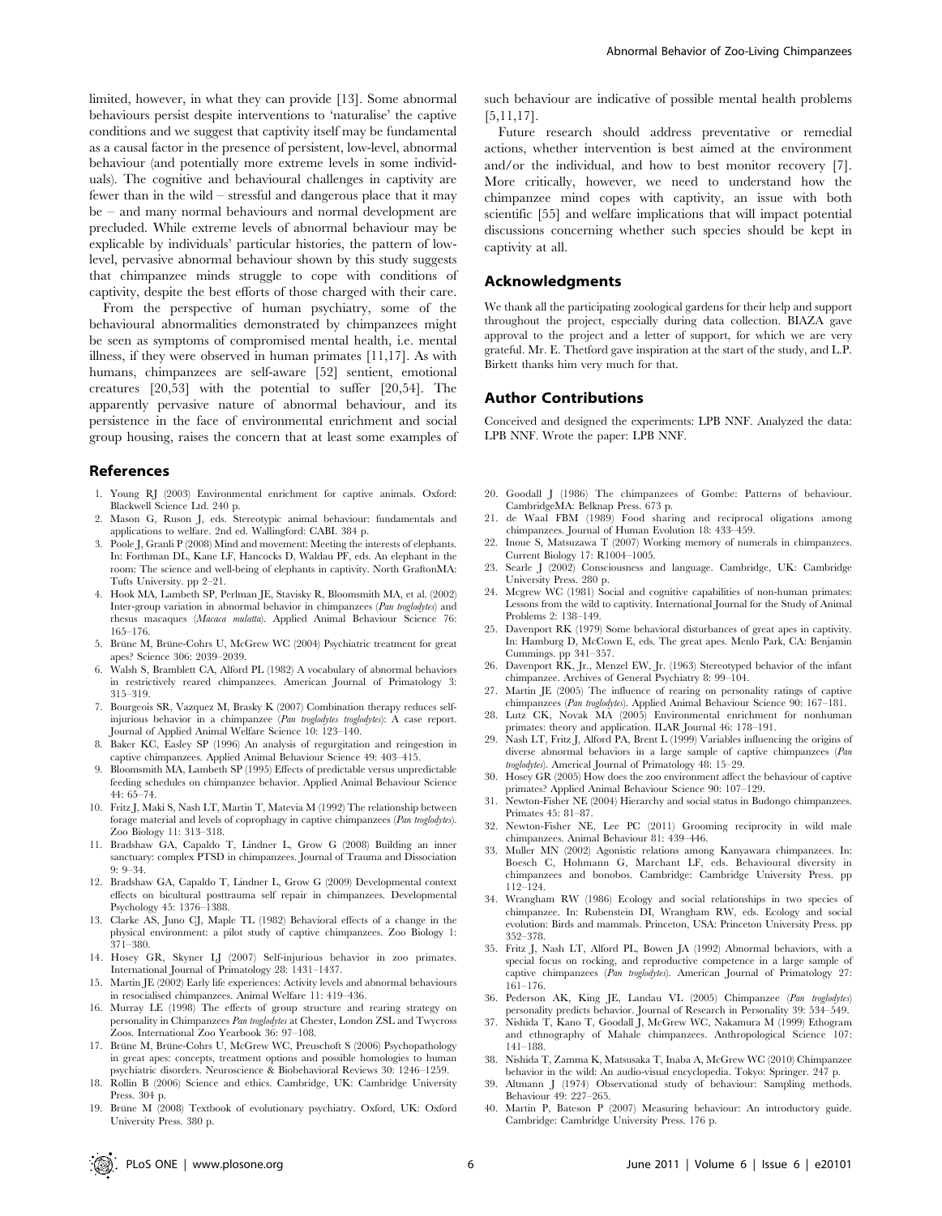limited, however, in what they can provide [13]. Some abnormal behaviours persist despite interventions to 'naturalise' the captive conditions and we suggest that captivity itself may be fundamental as a causal factor in the presence of persistent, low-level, abnormal behaviour (and potentially more extreme levels in some individuals). The cognitive and behavioural challenges in captivity are fewer than in the wild – stressful and dangerous place that it may be – and many normal behaviours and normal development are precluded. While extreme levels of abnormal behaviour may be explicable by individuals' particular histories, the pattern of low-level, pervasive abnormal behaviour shown by this study suggests that chimpanzee minds struggle to cope with conditions of captivity, despite the best efforts of those charged with their care.

From the perspective of human psychiatry, some of the behavioural abnormalities demonstrated by chimpanzees might be seen as symptoms of compromised mental health, i.e. mental illness, if they were observed in human primates [11,17]. As with humans, chimpanzees are self-aware [52] sentient, emotional creatures [20,53] with the potential to suffer [20,54]. The apparently pervasive nature of abnormal behaviour, and its persistence in the face of environmental enrichment and social group housing, raises the concern that at least some examples of such behaviour are indicative of possible mental health problems [5,11,17].

Future research should address preventative or remedial actions, whether intervention is best aimed at the environment and/or the individual, and how to best monitor recovery [7]. More critically, however, we need to understand how the chimpanzee mind copes with captivity, an issue with both scientific [55] and welfare implications that will impact potential discussions concerning whether such species should be kept in captivity at all.

## Acknowledgments

We thank all the participating zoological gardens for their help and support throughout the project, especially during data collection. BIAZA gave approval to the project and a letter of support, for which we are very grateful. Mr. E. Thetford gave inspiration at the start of the study, and L.P. Birkett thanks him very much for that.

## Author Contributions

Conceived and designed the experiments: LPB NNF. Analyzed the data: LPB NNF. Wrote the paper: LPB NNF.

## References

1. Young RJ (2003) Environmental enrichment for captive animals. Oxford: Blackwell Science Ltd. 240 p.
2. Mason G, Ruson J, eds. Stereotypic animal behaviour: fundamentals and applications to welfare. 2nd ed. Wallingford: CABI. 384 p.
3. Poole J, Granli P (2008) Mind and movement: Meeting the interests of elephants. In: Forthman DL, Kane LF, Hancocks D, Waldau PF, eds. An elephant in the room: The science and well-being of elephants in captivity. North GraftonMA: Tufts University. pp 2–21.
4. Hook MA, Lambeth SP, Perlman JE, Stavisky R, Bloomsmith MA, et al. (2002) Inter-group variation in abnormal behavior in chimpanzees (*Pan troglodytes*) and rhesus macaques (*Macaca mulatta*). Applied Animal Behaviour Science 76: 165–176.
5. Brüne M, Brüne-Cohrs U, McGrew WC (2004) Psychiatric treatment for great apes? Science 306: 2039–2039.
6. Walsh S, Bramblett CA, Alford PL (1982) A vocabulary of abnormal behaviors in restrictively reared chimpanzees. American Journal of Primatology 3: 315–319.
7. Bourgeois SR, Vazquez M, Brasky K (2007) Combination therapy reduces self-injurious behavior in a chimpanzee (*Pan troglodytes troglodytes*): A case report. Journal of Applied Animal Welfare Science 10: 123–140.
8. Baker KC, Easley SP (1996) An analysis of regurgitation and reingestion in captive chimpanzees. Applied Animal Behaviour Science 49: 403–415.
9. Bloomsmith MA, Lambeth SP (1995) Effects of predictable versus unpredictable feeding schedules on chimpanzee behavior. Applied Animal Behaviour Science 44: 65–74.
10. Fritz J, Maki S, Nash LT, Martin T, Matevia M (1992) The relationship between forage material and levels of coprophagy in captive chimpanzees (*Pan troglodytes*). Zoo Biology 11: 313–318.
11. Bradshaw GA, Capaldo T, Lindner L, Grow G (2008) Building an inner sanctuary: complex PTSD in chimpanzees. Journal of Trauma and Dissociation 9: 9–34.
12. Bradshaw GA, Capaldo T, Lindner L, Grow G (2009) Developmental context effects on bicultural posttrauma self repair in chimpanzees. Developmental Psychology 45: 1376–1388.
13. Clarke AS, Juno CJ, Maple TL (1982) Behavioral effects of a change in the physical environment: a pilot study of captive chimpanzees. Zoo Biology 1: 371–380.
14. Hosey GR, Skyner LJ (2007) Self-injurious behavior in zoo primates. International Journal of Primatology 28: 1431–1437.
15. Martin JE (2002) Early life experiences: Activity levels and abnormal behaviours in resocialised chimpanzees. Animal Welfare 11: 419–436.
16. Murray LE (1998) The effects of group structure and rearing strategy on personality in Chimpanzees *Pan troglodytes* at Chester, London ZSL and Twycross Zoos. International Zoo Yearbook 36: 97–108.
17. Brüne M, Brüne-Cohrs U, McGrew WC, Preuschoft S (2006) Psychopathology in great apes: concepts, treatment options and possible homologies to human psychiatric disorders. Neuroscience & Biobehavioral Reviews 30: 1246–1259.
18. Rollin B (2006) Science and ethics. Cambridge, UK: Cambridge University Press. 304 p.
19. Brüne M (2008) Textbook of evolutionary psychiatry. Oxford, UK: Oxford University Press. 380 p.
20. Goodall J (1986) The chimpanzees of Gombe: Patterns of behaviour. CambridgeMA: Belknap Press. 673 p.
21. de Waal FBM (1989) Food sharing and reciprocal oligations among chimpanzees. Journal of Human Evolution 18: 433–459.
22. Inoue S, Matsuzawa T (2007) Working memory of numerals in chimpanzees. Current Biology 17: R1004–1005.
23. Searle J (2002) Consciousness and language. Cambridge, UK: Cambridge University Press. 280 p.
24. Mcgrew WC (1981) Social and cognitive capabilities of non-human primates: Lessons from the wild to captivity. International Journal for the Study of Animal Problems 2: 138–149.
25. Davenport RK (1979) Some behavioral disturbances of great apes in captivity. In: Hamburg D, McCown E, eds. The great apes. Menlo Park, CA: Benjamin Cummings. pp 341–357.
26. Davenport RK, Jr., Menzel EW, Jr. (1963) Stereotyped behavior of the infant chimpanzee. Archives of General Psychiatry 8: 99–104.
27. Martin JE (2005) The influence of rearing on personality ratings of captive chimpanzees (*Pan troglodytes*). Applied Animal Behaviour Science 90: 167–181.
28. Lutz CK, Novak MA (2005) Environmental enrichment for nonhuman primates: theory and application. ILAR Journal 46: 178–191.
29. Nash LT, Fritz J, Alford PA, Brent L (1999) Variables influencing the origins of diverse abnormal behaviors in a large sample of captive chimpanzees (*Pan troglodytes*). Americal Journal of Primatology 48: 15–29.
30. Hosey GR (2005) How does the zoo environment affect the behaviour of captive primates? Applied Animal Behaviour Science 90: 107–129.
31. Newton-Fisher NE (2004) Hierarchy and social status in Budongo chimpanzees. Primates 45: 81–87.
32. Newton-Fisher NE, Lee PC (2011) Grooming reciprocity in wild male chimpanzees. Animal Behaviour 81: 439–446.
33. Muller MN (2002) Agonistic relations among Kanyawara chimpanzees. In: Boesch C, Hohmann G, Marchant LF, eds. Behavioural diversity in chimpanzees and bonobos. Cambridge: Cambridge University Press. pp 112–124.
34. Wrangham RW (1986) Ecology and social relationships in two species of chimpanzee. In: Rubenstein DI, Wrangham RW, eds. Ecology and social evolution: Birds and mammals. Princeton, USA: Princeton University Press. pp 352–378.
35. Fritz J, Nash LT, Alford PL, Bowen JA (1992) Abnormal behaviors, with a special focus on rocking, and reproductive competence in a large sample of captive chimpanzees (*Pan troglodytes*). American Journal of Primatology 27: 161–176.
36. Pederson AK, King JE, Landau VL (2005) Chimpanzee (*Pan troglodytes*) personality predicts behavior. Journal of Research in Personality 39: 534–549.
37. Nishida T, Kano T, Goodall J, McGrew WC, Nakamura M (1999) Ethogram and ethnography of Mahale chimpanzees. Anthropological Science 107: 141–188.
38. Nishida T, Zamma K, Matsusaka T, Inaba A, McGrew WC (2010) Chimpanzee behavior in the wild: An audio-visual encyclopedia. Tokyo: Springer. 247 p.
39. Altmann J (1974) Observational study of behaviour: Sampling methods. Behaviour 49: 227–265.
40. Martin P, Bateson P (2007) Measuring behaviour: An introductory guide. Cambridge: Cambridge University Press. 176 p.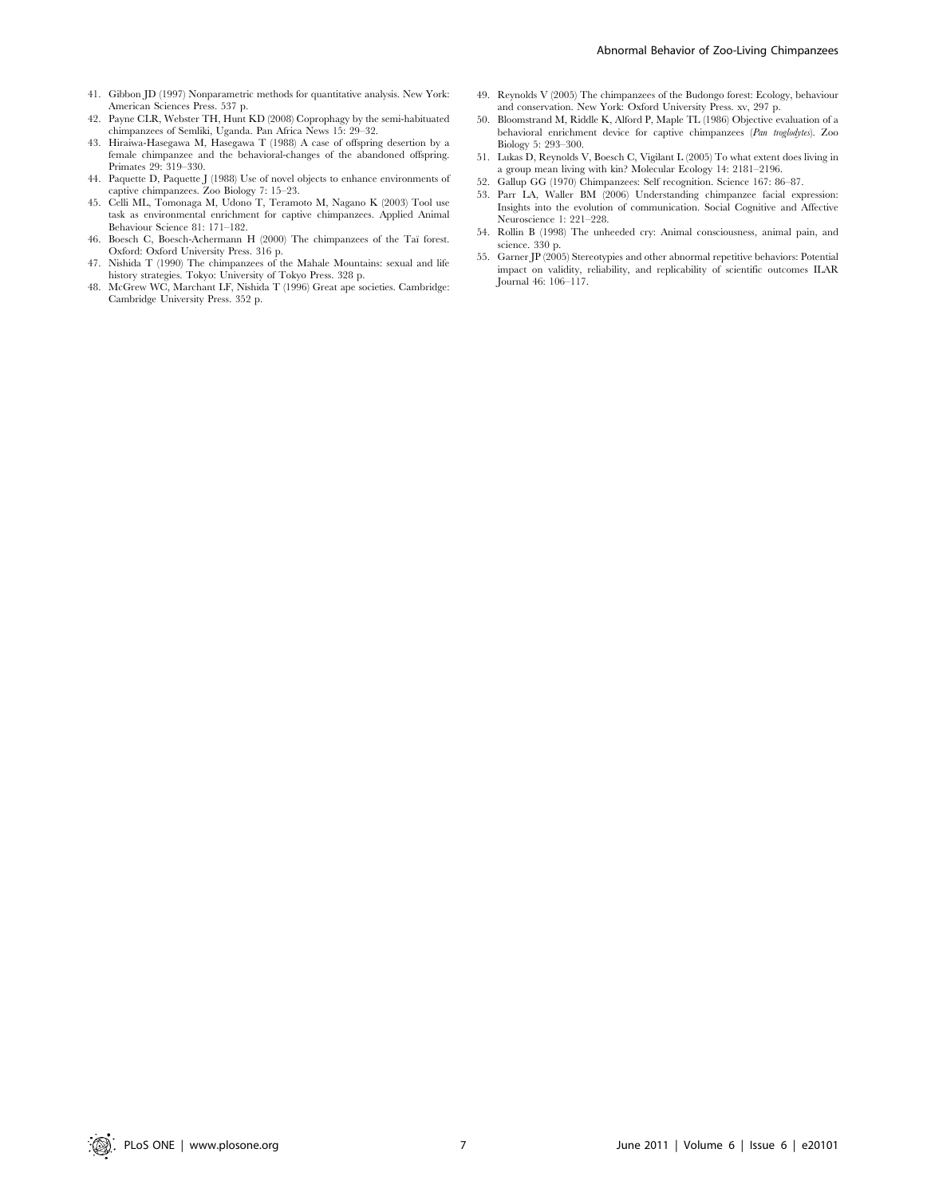41. Gibbon JD (1997) Nonparametric methods for quantitative analysis. New York: American Sciences Press. 537 p.
42. Payne CLR, Webster TH, Hunt KD (2008) Coprophagy by the semi-habituated chimpanzees of Semliki, Uganda. Pan Africa News 15: 29–32.
43. Hiraiwa-Hasegawa M, Hasegawa T (1988) A case of offspring desertion by a female chimpanzee and the behavioral-changes of the abandoned offspring. Primates 29: 319–330.
44. Paquette D, Paquette J (1988) Use of novel objects to enhance environments of captive chimpanzees. Zoo Biology 7: 15–23.
45. Celli ML, Tomonaga M, Udono T, Teramoto M, Nagano K (2003) Tool use task as environmental enrichment for captive chimpanzees. Applied Animal Behaviour Science 81: 171–182.
46. Boesch C, Boesch-Achermann H (2000) The chimpanzees of the Taï forest. Oxford: Oxford University Press. 316 p.
47. Nishida T (1990) The chimpanzees of the Mahale Mountains: sexual and life history strategies. Tokyo: University of Tokyo Press. 328 p.
48. McGrew WC, Marchant LF, Nishida T (1996) Great ape societies. Cambridge: Cambridge University Press. 352 p.
49. Reynolds V (2005) The chimpanzees of the Budongo forest: Ecology, behaviour and conservation. New York: Oxford University Press. xv, 297 p.
50. Bloomstrand M, Riddle K, Alford P, Maple TL (1986) Objective evaluation of a behavioral enrichment device for captive chimpanzees (*Pan troglodytes*). Zoo Biology 5: 293–300.
51. Lukas D, Reynolds V, Boesch C, Vigilant L (2005) To what extent does living in a group mean living with kin? Molecular Ecology 14: 2181–2196.
52. Gallup GG (1970) Chimpanzees: Self recognition. Science 167: 86–87.
53. Parr LA, Waller BM (2006) Understanding chimpanzee facial expression: Insights into the evolution of communication. Social Cognitive and Affective Neuroscience 1: 221–228.
54. Rollin B (1998) The unheeded cry: Animal consciousness, animal pain, and science. 330 p.
55. Garner JP (2005) Stereotypies and other abnormal repetitive behaviors: Potential impact on validity, reliability, and replicability of scientific outcomes ILAR Journal 46: 106–117.